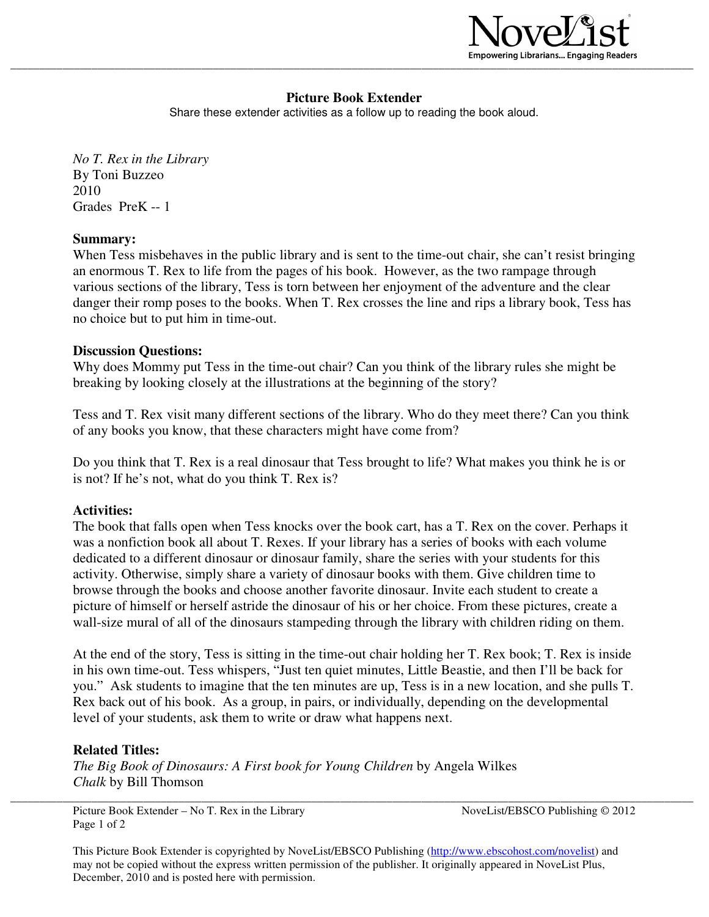# Picture Book Extender

Share these extender activities as a follow up to reading the book aloud.

*No T. Rex in the Library*
By Toni Buzzeo
2010
Grades PreK -- 1

**Summary:**
When Tess misbehaves in the public library and is sent to the time-out chair, she can't resist bringing an enormous T. Rex to life from the pages of his book. However, as the two rampage through various sections of the library, Tess is torn between her enjoyment of the adventure and the clear danger their romp poses to the books. When T. Rex crosses the line and rips a library book, Tess has no choice but to put him in time-out.

**Discussion Questions:**
Why does Mommy put Tess in the time-out chair? Can you think of the library rules she might be breaking by looking closely at the illustrations at the beginning of the story?

Tess and T. Rex visit many different sections of the library. Who do they meet there? Can you think of any books you know, that these characters might have come from?

Do you think that T. Rex is a real dinosaur that Tess brought to life? What makes you think he is or is not? If he's not, what do you think T. Rex is?

**Activities:**
The book that falls open when Tess knocks over the book cart, has a T. Rex on the cover. Perhaps it was a nonfiction book all about T. Rexes. If your library has a series of books with each volume dedicated to a different dinosaur or dinosaur family, share the series with your students for this activity. Otherwise, simply share a variety of dinosaur books with them. Give children time to browse through the books and choose another favorite dinosaur. Invite each student to create a picture of himself or herself astride the dinosaur of his or her choice. From these pictures, create a wall-size mural of all of the dinosaurs stampeding through the library with children riding on them.

At the end of the story, Tess is sitting in the time-out chair holding her T. Rex book; T. Rex is inside in his own time-out. Tess whispers, "Just ten quiet minutes, Little Beastie, and then I'll be back for you." Ask students to imagine that the ten minutes are up, Tess is in a new location, and she pulls T. Rex back out of his book. As a group, in pairs, or individually, depending on the developmental level of your students, ask them to write or draw what happens next.

**Related Titles:**
*The Big Book of Dinosaurs: A First book for Young Children* by Angela Wilkes
*Chalk* by Bill Thomson

This Picture Book Extender is copyrighted by NoveList/EBSCO Publishing (http://www.ebscohost.com/novelist) and may not be copied without the express written permission of the publisher. It originally appeared in NoveList Plus, December, 2010 and is posted here with permission.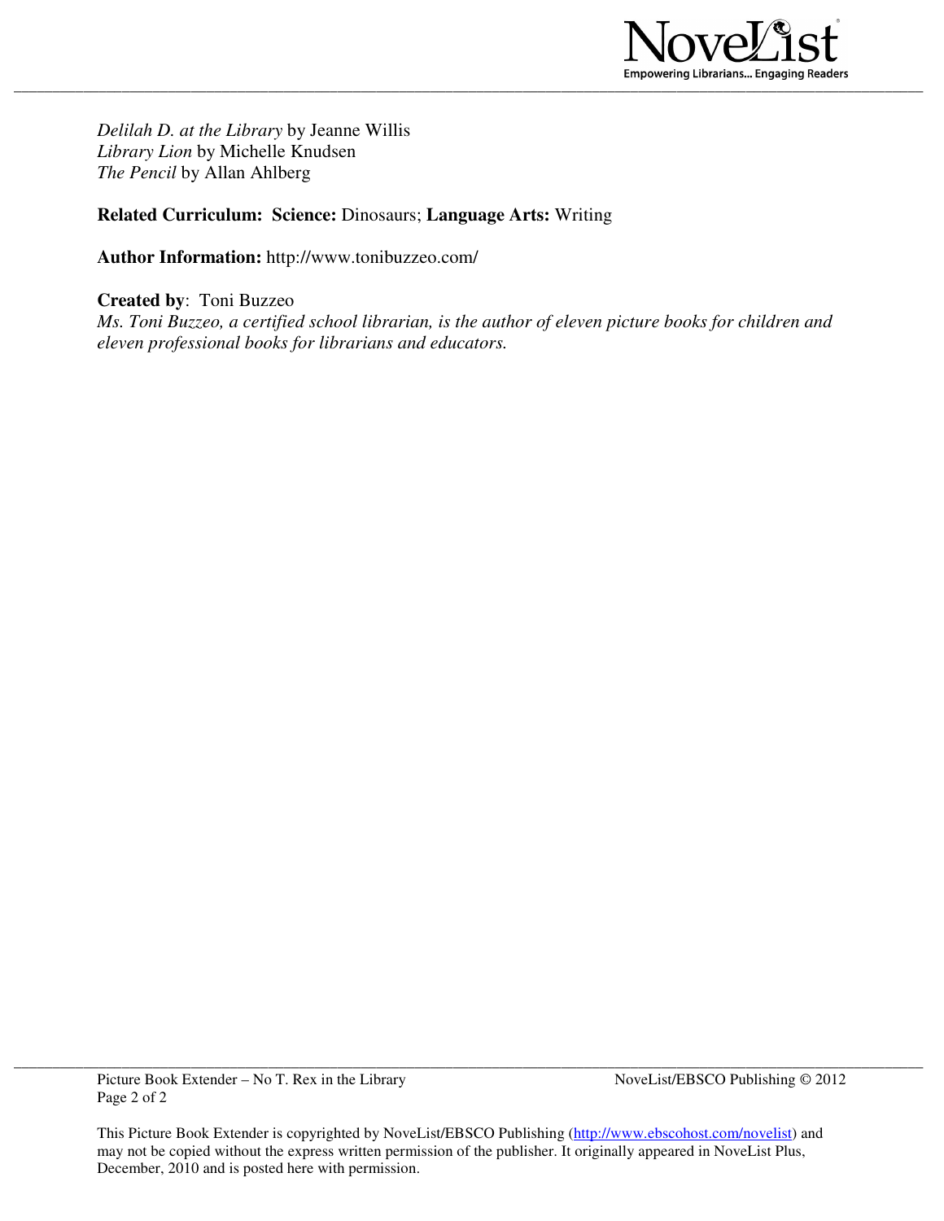*Delilah D. at the Library* by Jeanne Willis
*Library Lion* by Michelle Knudsen
*The Pencil* by Allan Ahlberg

**Related Curriculum: Science:** Dinosaurs; **Language Arts:** Writing

**Author Information:** http://www.tonibuzzeo.com/

**Created by**: Toni Buzzeo
*Ms. Toni Buzzeo, a certified school librarian, is the author of eleven picture books for children and eleven professional books for librarians and educators.*

This Picture Book Extender is copyrighted by NoveList/EBSCO Publishing (http://www.ebscohost.com/novelist) and may not be copied without the express written permission of the publisher. It originally appeared in NoveList Plus, December, 2010 and is posted here with permission.